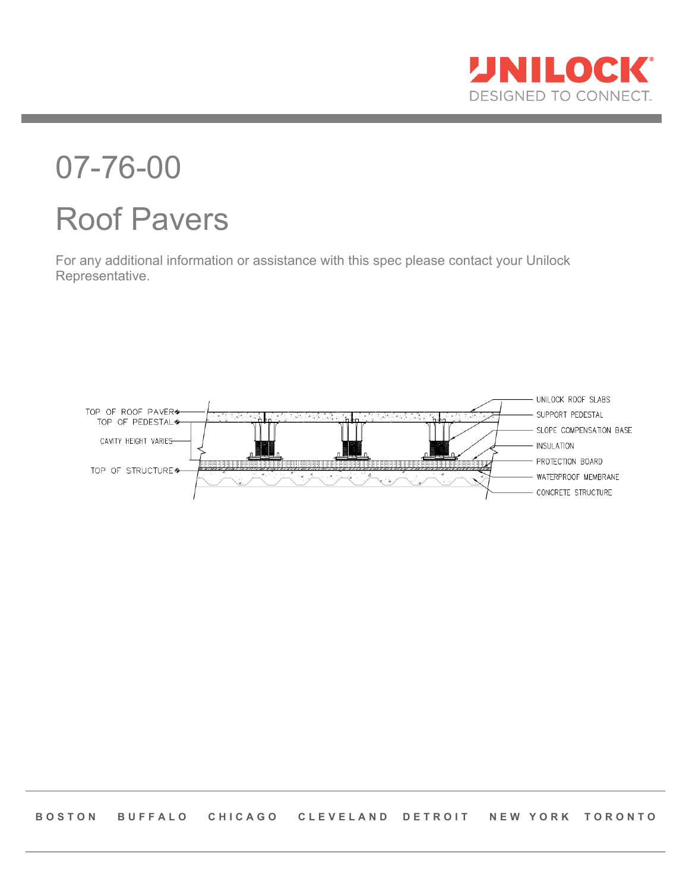# 07-76-00

# Roof Pavers

For any additional information or assistance with this spec please contact your Unilock Representative.

TOP OF ROOF PAVER
TOP OF PEDESTAL
CAVITY HEIGHT VARIES
TOP OF STRUCTURE

UNILOCK ROOF SLABS
SUPPORT PEDESTAL
SLOPE COMPENSATION BASE
INSULATION
PROTECTION BOARD
WATERPROOF MEMBRANE
CONCRETE STRUCTURE

BOSTON BUFFALO CHICAGO CLEVELAND DETROIT NEW YORK TORONTO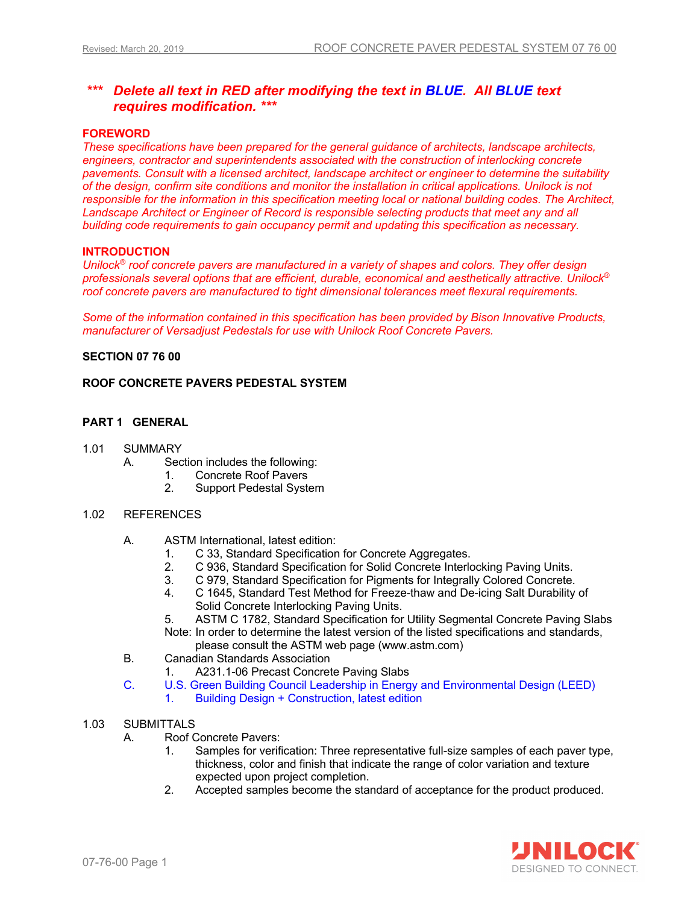***   ***Delete all text in RED after modifying the text in BLUE. All BLUE text requires modification.*** ***

**FOREWORD**

*These specifications have been prepared for the general guidance of architects, landscape architects, engineers, contractor and superintendents associated with the construction of interlocking concrete pavements. Consult with a licensed architect, landscape architect or engineer to determine the suitability of the design, confirm site conditions and monitor the installation in critical applications. Unilock is not responsible for the information in this specification meeting local or national building codes. The Architect, Landscape Architect or Engineer of Record is responsible selecting products that meet any and all building code requirements to gain occupancy permit and updating this specification as necessary.*

**INTRODUCTION**

*Unilock® roof concrete pavers are manufactured in a variety of shapes and colors. They offer design professionals several options that are efficient, durable, economical and aesthetically attractive. Unilock® roof concrete pavers are manufactured to tight dimensional tolerances meet flexural requirements.*

*Some of the information contained in this specification has been provided by Bison Innovative Products, manufacturer of Versadjust Pedestals for use with Unilock Roof Concrete Pavers.*

**SECTION 07 76 00**

**ROOF CONCRETE PAVERS PEDESTAL SYSTEM**

## PART 1 GENERAL

1.01 SUMMARY

- A. Section includes the following:
  1. Concrete Roof Pavers
  2. Support Pedestal System

1.02 REFERENCES

- A. ASTM International, latest edition:
  1. C 33, Standard Specification for Concrete Aggregates.
  2. C 936, Standard Specification for Solid Concrete Interlocking Paving Units.
  3. C 979, Standard Specification for Pigments for Integrally Colored Concrete.
  4. C 1645, Standard Test Method for Freeze-thaw and De-icing Salt Durability of Solid Concrete Interlocking Paving Units.
  5. ASTM C 1782, Standard Specification for Utility Segmental Concrete Paving Slabs

  Note: In order to determine the latest version of the listed specifications and standards, please consult the ASTM web page (www.astm.com)
- B. Canadian Standards Association
  1. A231.1-06 Precast Concrete Paving Slabs
- C. U.S. Green Building Council Leadership in Energy and Environmental Design (LEED)
  1. Building Design + Construction, latest edition

1.03 SUBMITTALS

- A. Roof Concrete Pavers:
  1. Samples for verification: Three representative full-size samples of each paver type, thickness, color and finish that indicate the range of color variation and texture expected upon project completion.
  2. Accepted samples become the standard of acceptance for the product produced.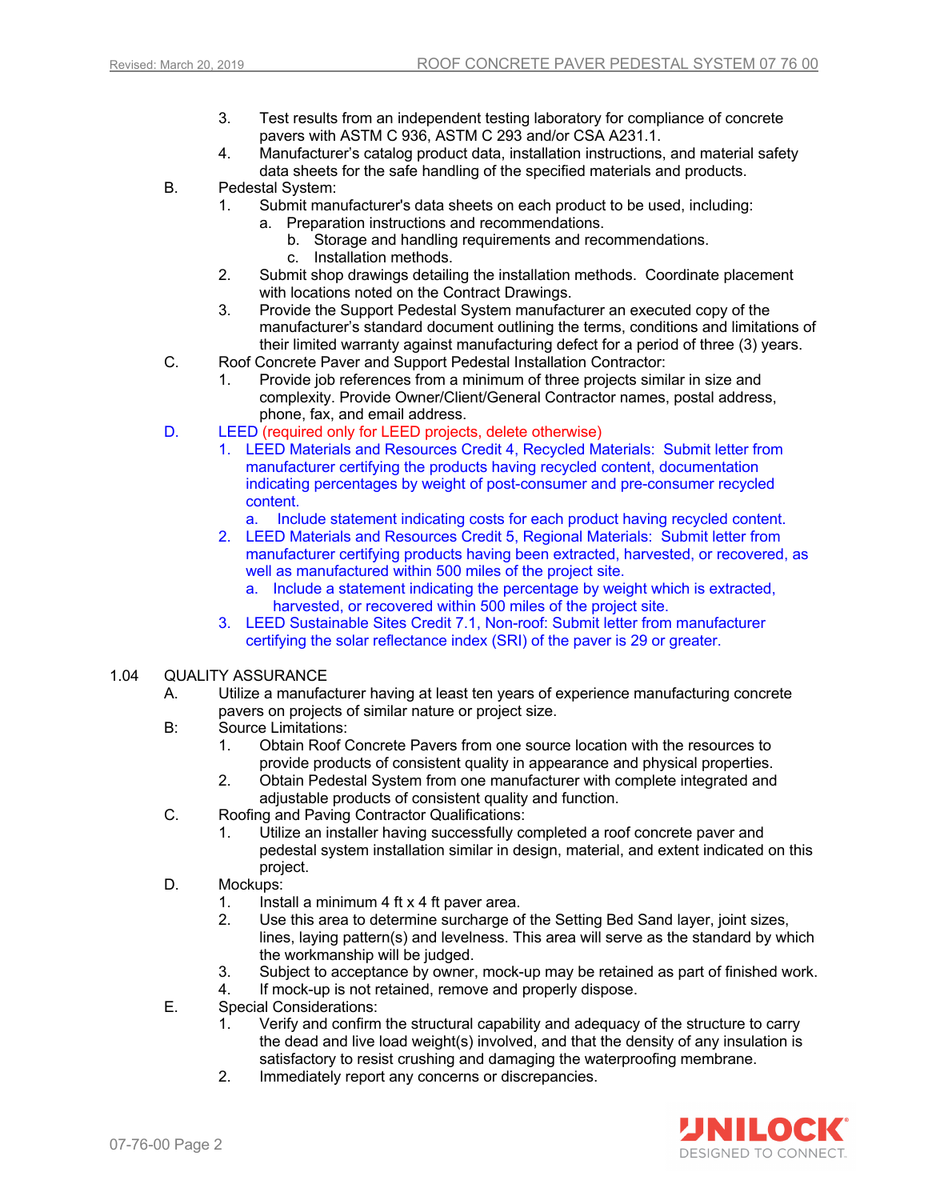3. Test results from an independent testing laboratory for compliance of concrete pavers with ASTM C 936, ASTM C 293 and/or CSA A231.1.
4. Manufacturer's catalog product data, installation instructions, and material safety data sheets for the safe handling of the specified materials and products.

B. Pedestal System:

1. Submit manufacturer's data sheets on each product to be used, including:
   a. Preparation instructions and recommendations.
   b. Storage and handling requirements and recommendations.
   c. Installation methods.
2. Submit shop drawings detailing the installation methods. Coordinate placement with locations noted on the Contract Drawings.
3. Provide the Support Pedestal System manufacturer an executed copy of the manufacturer's standard document outlining the terms, conditions and limitations of their limited warranty against manufacturing defect for a period of three (3) years.

C. Roof Concrete Paver and Support Pedestal Installation Contractor:

1. Provide job references from a minimum of three projects similar in size and complexity. Provide Owner/Client/General Contractor names, postal address, phone, fax, and email address.

D. LEED (required only for LEED projects, delete otherwise)

1. LEED Materials and Resources Credit 4, Recycled Materials: Submit letter from manufacturer certifying the products having recycled content, documentation indicating percentages by weight of post-consumer and pre-consumer recycled content.
   a. Include statement indicating costs for each product having recycled content.
2. LEED Materials and Resources Credit 5, Regional Materials: Submit letter from manufacturer certifying products having been extracted, harvested, or recovered, as well as manufactured within 500 miles of the project site.
   a. Include a statement indicating the percentage by weight which is extracted, harvested, or recovered within 500 miles of the project site.
3. LEED Sustainable Sites Credit 7.1, Non-roof: Submit letter from manufacturer certifying the solar reflectance index (SRI) of the paver is 29 or greater.

## 1.04 QUALITY ASSURANCE

A. Utilize a manufacturer having at least ten years of experience manufacturing concrete pavers on projects of similar nature or project size.

B: Source Limitations:

1. Obtain Roof Concrete Pavers from one source location with the resources to provide products of consistent quality in appearance and physical properties.
2. Obtain Pedestal System from one manufacturer with complete integrated and adjustable products of consistent quality and function.

C. Roofing and Paving Contractor Qualifications:

1. Utilize an installer having successfully completed a roof concrete paver and pedestal system installation similar in design, material, and extent indicated on this project.

D. Mockups:

1. Install a minimum 4 ft x 4 ft paver area.
2. Use this area to determine surcharge of the Setting Bed Sand layer, joint sizes, lines, laying pattern(s) and levelness. This area will serve as the standard by which the workmanship will be judged.
3. Subject to acceptance by owner, mock-up may be retained as part of finished work.
4. If mock-up is not retained, remove and properly dispose.

E. Special Considerations:

1. Verify and confirm the structural capability and adequacy of the structure to carry the dead and live load weight(s) involved, and that the density of any insulation is satisfactory to resist crushing and damaging the waterproofing membrane.
2. Immediately report any concerns or discrepancies.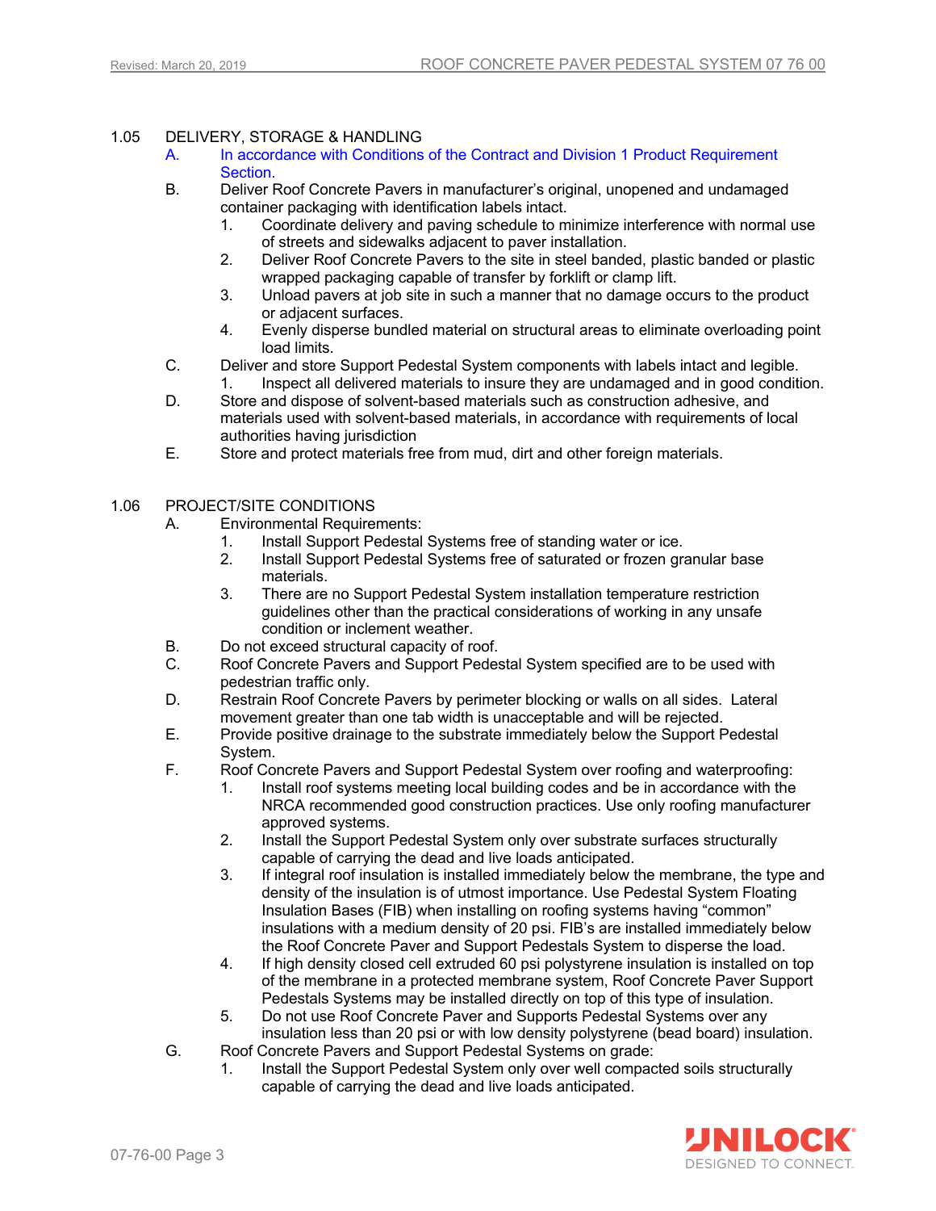1.05 DELIVERY, STORAGE & HANDLING

A. In accordance with Conditions of the Contract and Division 1 Product Requirement Section.

B. Deliver Roof Concrete Pavers in manufacturer's original, unopened and undamaged container packaging with identification labels intact.
   1. Coordinate delivery and paving schedule to minimize interference with normal use of streets and sidewalks adjacent to paver installation.
   2. Deliver Roof Concrete Pavers to the site in steel banded, plastic banded or plastic wrapped packaging capable of transfer by forklift or clamp lift.
   3. Unload pavers at job site in such a manner that no damage occurs to the product or adjacent surfaces.
   4. Evenly disperse bundled material on structural areas to eliminate overloading point load limits.

C. Deliver and store Support Pedestal System components with labels intact and legible.
   1. Inspect all delivered materials to insure they are undamaged and in good condition.

D. Store and dispose of solvent-based materials such as construction adhesive, and materials used with solvent-based materials, in accordance with requirements of local authorities having jurisdiction

E. Store and protect materials free from mud, dirt and other foreign materials.

1.06 PROJECT/SITE CONDITIONS

A. Environmental Requirements:
   1. Install Support Pedestal Systems free of standing water or ice.
   2. Install Support Pedestal Systems free of saturated or frozen granular base materials.
   3. There are no Support Pedestal System installation temperature restriction guidelines other than the practical considerations of working in any unsafe condition or inclement weather.

B. Do not exceed structural capacity of roof.

C. Roof Concrete Pavers and Support Pedestal System specified are to be used with pedestrian traffic only.

D. Restrain Roof Concrete Pavers by perimeter blocking or walls on all sides. Lateral movement greater than one tab width is unacceptable and will be rejected.

E. Provide positive drainage to the substrate immediately below the Support Pedestal System.

F. Roof Concrete Pavers and Support Pedestal System over roofing and waterproofing:
   1. Install roof systems meeting local building codes and be in accordance with the NRCA recommended good construction practices. Use only roofing manufacturer approved systems.
   2. Install the Support Pedestal System only over substrate surfaces structurally capable of carrying the dead and live loads anticipated.
   3. If integral roof insulation is installed immediately below the membrane, the type and density of the insulation is of utmost importance. Use Pedestal System Floating Insulation Bases (FIB) when installing on roofing systems having "common" insulations with a medium density of 20 psi. FIB's are installed immediately below the Roof Concrete Paver and Support Pedestals System to disperse the load.
   4. If high density closed cell extruded 60 psi polystyrene insulation is installed on top of the membrane in a protected membrane system, Roof Concrete Paver Support Pedestals Systems may be installed directly on top of this type of insulation.
   5. Do not use Roof Concrete Paver and Supports Pedestal Systems over any insulation less than 20 psi or with low density polystyrene (bead board) insulation.

G. Roof Concrete Pavers and Support Pedestal Systems on grade:
   1. Install the Support Pedestal System only over well compacted soils structurally capable of carrying the dead and live loads anticipated.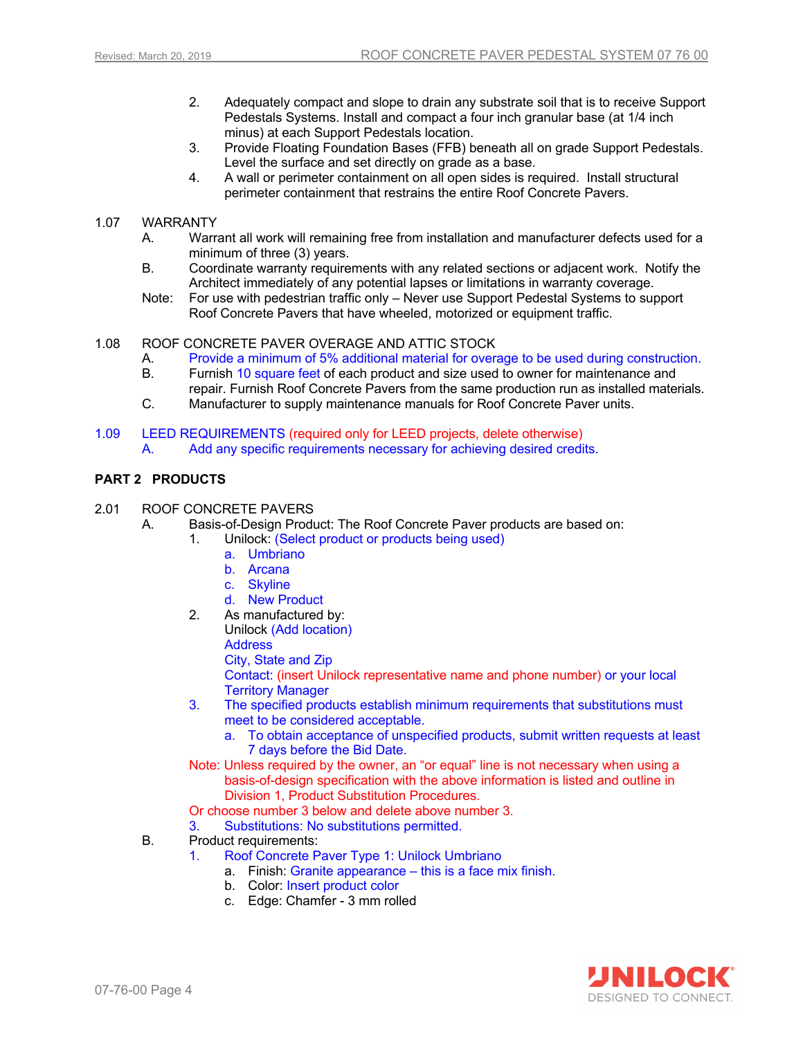2. Adequately compact and slope to drain any substrate soil that is to receive Support Pedestals Systems. Install and compact a four inch granular base (at 1/4 inch minus) at each Support Pedestals location.
3. Provide Floating Foundation Bases (FFB) beneath all on grade Support Pedestals. Level the surface and set directly on grade as a base.
4. A wall or perimeter containment on all open sides is required. Install structural perimeter containment that restrains the entire Roof Concrete Pavers.

1.07 WARRANTY

A. Warrant all work will remaining free from installation and manufacturer defects used for a minimum of three (3) years.

B. Coordinate warranty requirements with any related sections or adjacent work. Notify the Architect immediately of any potential lapses or limitations in warranty coverage.

Note: For use with pedestrian traffic only – Never use Support Pedestal Systems to support Roof Concrete Pavers that have wheeled, motorized or equipment traffic.

1.08 ROOF CONCRETE PAVER OVERAGE AND ATTIC STOCK

A. Provide a minimum of 5% additional material for overage to be used during construction.

B. Furnish 10 square feet of each product and size used to owner for maintenance and repair. Furnish Roof Concrete Pavers from the same production run as installed materials.

C. Manufacturer to supply maintenance manuals for Roof Concrete Paver units.

1.09 LEED REQUIREMENTS (required only for LEED projects, delete otherwise)

A. Add any specific requirements necessary for achieving desired credits.

## PART 2 PRODUCTS

2.01 ROOF CONCRETE PAVERS

A. Basis-of-Design Product: The Roof Concrete Paver products are based on:

1. Unilock: (Select product or products being used)
   - a. Umbriano
   - b. Arcana
   - c. Skyline
   - d. New Product
2. As manufactured by:
   Unilock (Add location)
   Address
   City, State and Zip
   Contact: (insert Unilock representative name and phone number) or your local Territory Manager
3. The specified products establish minimum requirements that substitutions must meet to be considered acceptable.
   - a. To obtain acceptance of unspecified products, submit written requests at least 7 days before the Bid Date.

Note: Unless required by the owner, an “or equal” line is not necessary when using a basis-of-design specification with the above information is listed and outline in Division 1, Product Substitution Procedures.

Or choose number 3 below and delete above number 3.

3. Substitutions: No substitutions permitted.

B. Product requirements:

1. Roof Concrete Paver Type 1: Unilock Umbriano
   - a. Finish: Granite appearance – this is a face mix finish.
   - b. Color: Insert product color
   - c. Edge: Chamfer - 3 mm rolled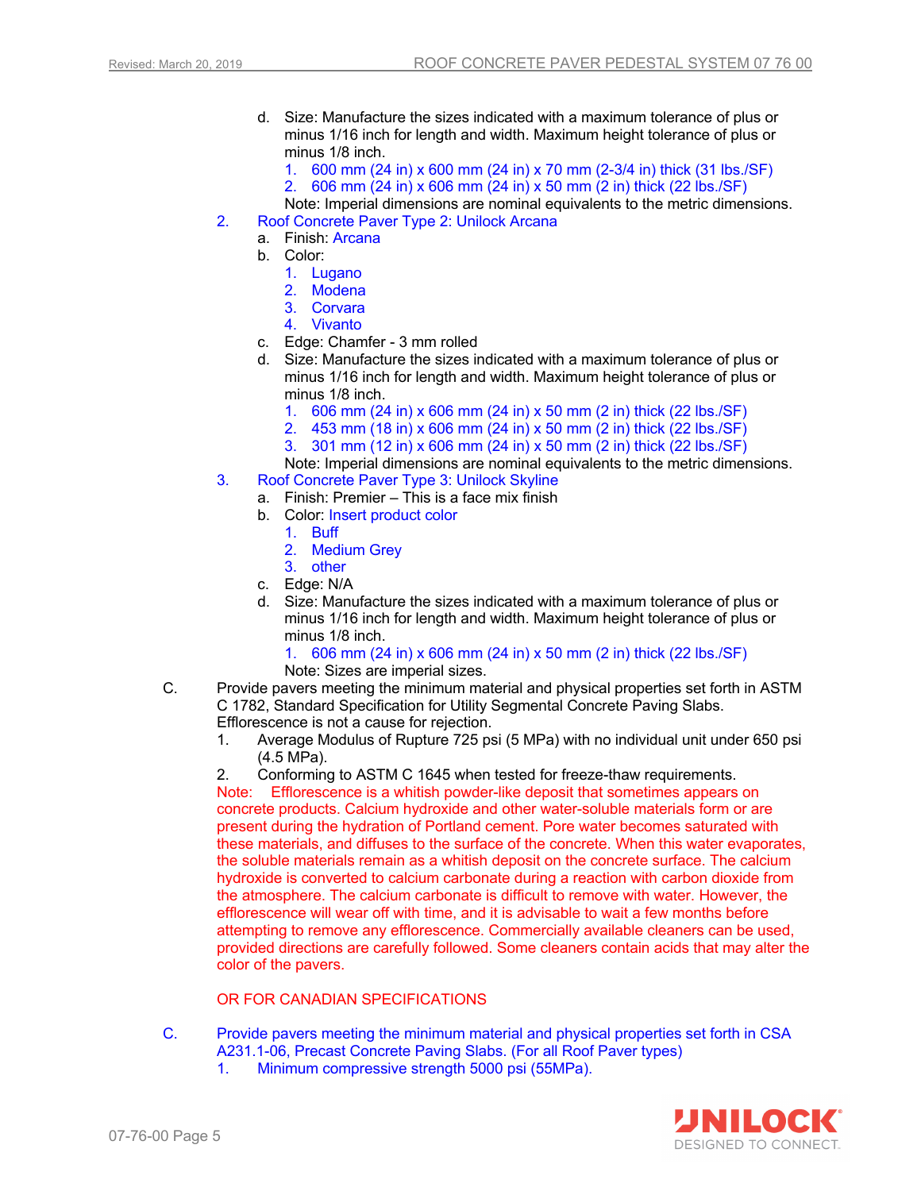d. Size: Manufacture the sizes indicated with a maximum tolerance of plus or minus 1/16 inch for length and width. Maximum height tolerance of plus or minus 1/8 inch.

   1. 600 mm (24 in) x 600 mm (24 in) x 70 mm (2-3/4 in) thick (31 lbs./SF)
   2. 606 mm (24 in) x 606 mm (24 in) x 50 mm (2 in) thick (22 lbs./SF)

   Note: Imperial dimensions are nominal equivalents to the metric dimensions.

2. Roof Concrete Paver Type 2: Unilock Arcana

   a. Finish: Arcana
   b. Color:
      1. Lugano
      2. Modena
      3. Corvara
      4. Vivanto
   c. Edge: Chamfer - 3 mm rolled
   d. Size: Manufacture the sizes indicated with a maximum tolerance of plus or minus 1/16 inch for length and width. Maximum height tolerance of plus or minus 1/8 inch.
      1. 606 mm (24 in) x 606 mm (24 in) x 50 mm (2 in) thick (22 lbs./SF)
      2. 453 mm (18 in) x 606 mm (24 in) x 50 mm (2 in) thick (22 lbs./SF)
      3. 301 mm (12 in) x 606 mm (24 in) x 50 mm (2 in) thick (22 lbs./SF)

      Note: Imperial dimensions are nominal equivalents to the metric dimensions.

3. Roof Concrete Paver Type 3: Unilock Skyline

   a. Finish: Premier – This is a face mix finish
   b. Color: Insert product color
      1. Buff
      2. Medium Grey
      3. other
   c. Edge: N/A
   d. Size: Manufacture the sizes indicated with a maximum tolerance of plus or minus 1/16 inch for length and width. Maximum height tolerance of plus or minus 1/8 inch.
      1. 606 mm (24 in) x 606 mm (24 in) x 50 mm (2 in) thick (22 lbs./SF)

      Note: Sizes are imperial sizes.

C. Provide pavers meeting the minimum material and physical properties set forth in ASTM C 1782, Standard Specification for Utility Segmental Concrete Paving Slabs. Efflorescence is not a cause for rejection.

   1. Average Modulus of Rupture 725 psi (5 MPa) with no individual unit under 650 psi (4.5 MPa).
   2. Conforming to ASTM C 1645 when tested for freeze-thaw requirements.

   Note: Efflorescence is a whitish powder-like deposit that sometimes appears on concrete products. Calcium hydroxide and other water-soluble materials form or are present during the hydration of Portland cement. Pore water becomes saturated with these materials, and diffuses to the surface of the concrete. When this water evaporates, the soluble materials remain as a whitish deposit on the concrete surface. The calcium hydroxide is converted to calcium carbonate during a reaction with carbon dioxide from the atmosphere. The calcium carbonate is difficult to remove with water. However, the efflorescence will wear off with time, and it is advisable to wait a few months before attempting to remove any efflorescence. Commercially available cleaners can be used, provided directions are carefully followed. Some cleaners contain acids that may alter the color of the pavers.

   OR FOR CANADIAN SPECIFICATIONS

C. Provide pavers meeting the minimum material and physical properties set forth in CSA A231.1-06, Precast Concrete Paving Slabs. (For all Roof Paver types)

   1. Minimum compressive strength 5000 psi (55MPa).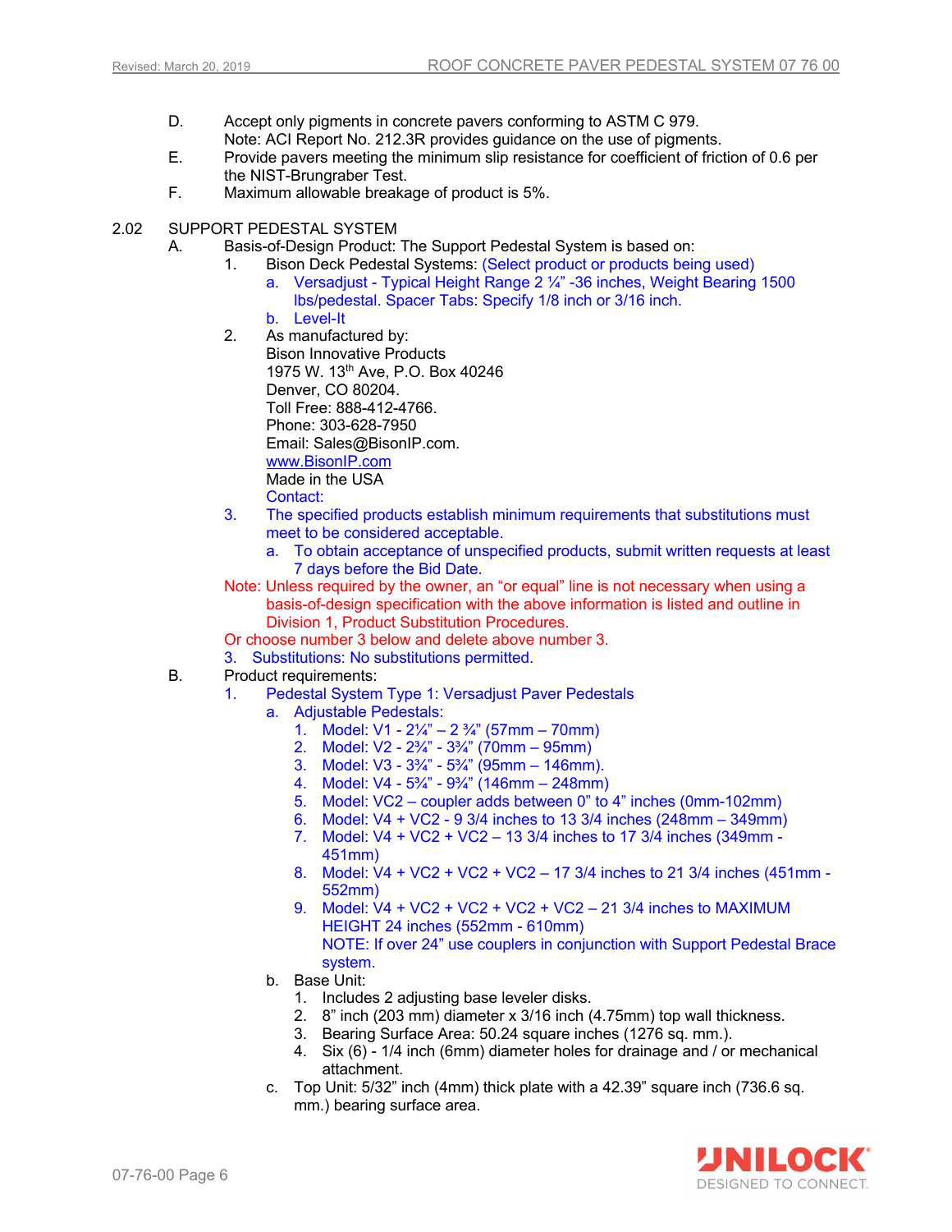D. Accept only pigments in concrete pavers conforming to ASTM C 979.
Note: ACI Report No. 212.3R provides guidance on the use of pigments.

E. Provide pavers meeting the minimum slip resistance for coefficient of friction of 0.6 per the NIST-Brungraber Test.

F. Maximum allowable breakage of product is 5%.

2.02 SUPPORT PEDESTAL SYSTEM

A. Basis-of-Design Product: The Support Pedestal System is based on:

1. Bison Deck Pedestal Systems: (Select product or products being used)
    a. Versadjust - Typical Height Range 2 ¼" -36 inches, Weight Bearing 1500 lbs/pedestal. Spacer Tabs: Specify 1/8 inch or 3/16 inch.
    b. Level-It

2. As manufactured by:
Bison Innovative Products
1975 W. 13th Ave, P.O. Box 40246
Denver, CO 80204.
Toll Free: 888-412-4766.
Phone: 303-628-7950
Email: Sales@BisonIP.com.
www.BisonIP.com
Made in the USA
Contact:

3. The specified products establish minimum requirements that substitutions must meet to be considered acceptable.
    a. To obtain acceptance of unspecified products, submit written requests at least 7 days before the Bid Date.

Note: Unless required by the owner, an "or equal" line is not necessary when using a basis-of-design specification with the above information is listed and outline in Division 1, Product Substitution Procedures.

Or choose number 3 below and delete above number 3.

3. Substitutions: No substitutions permitted.

B. Product requirements:

1. Pedestal System Type 1: Versadjust Paver Pedestals
    a. Adjustable Pedestals:
        1. Model: V1 - 2¼" – 2 ¾" (57mm – 70mm)
        2. Model: V2 - 2¾" - 3¾" (70mm – 95mm)
        3. Model: V3 - 3¾" - 5¾" (95mm – 146mm).
        4. Model: V4 - 5¾" - 9¾" (146mm – 248mm)
        5. Model: VC2 – coupler adds between 0" to 4" inches (0mm-102mm)
        6. Model: V4 + VC2 - 9 3/4 inches to 13 3/4 inches (248mm – 349mm)
        7. Model: V4 + VC2 + VC2 – 13 3/4 inches to 17 3/4 inches (349mm - 451mm)
        8. Model: V4 + VC2 + VC2 + VC2 – 17 3/4 inches to 21 3/4 inches (451mm - 552mm)
        9. Model: V4 + VC2 + VC2 + VC2 + VC2 – 21 3/4 inches to MAXIMUM HEIGHT 24 inches (552mm - 610mm)
        NOTE: If over 24" use couplers in conjunction with Support Pedestal Brace system.
    b. Base Unit:
        1. Includes 2 adjusting base leveler disks.
        2. 8" inch (203 mm) diameter x 3/16 inch (4.75mm) top wall thickness.
        3. Bearing Surface Area: 50.24 square inches (1276 sq. mm.).
        4. Six (6) - 1/4 inch (6mm) diameter holes for drainage and / or mechanical attachment.
    c. Top Unit: 5/32" inch (4mm) thick plate with a 42.39" square inch (736.6 sq. mm.) bearing surface area.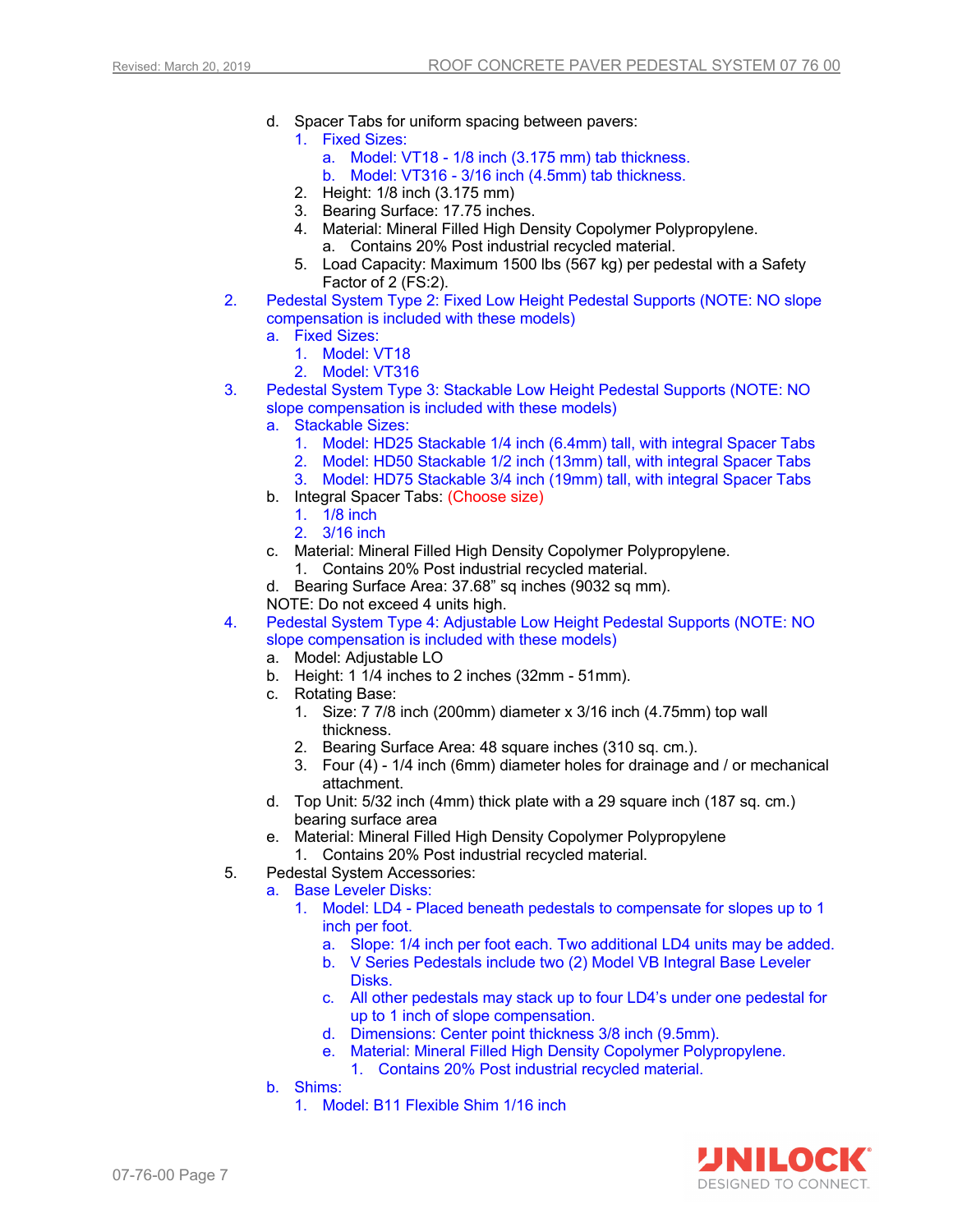d. Spacer Tabs for uniform spacing between pavers:
   1. Fixed Sizes:
      a. Model: VT18 - 1/8 inch (3.175 mm) tab thickness.
      b. Model: VT316 - 3/16 inch (4.5mm) tab thickness.
   2. Height: 1/8 inch (3.175 mm)
   3. Bearing Surface: 17.75 inches.
   4. Material: Mineral Filled High Density Copolymer Polypropylene.
      a. Contains 20% Post industrial recycled material.
   5. Load Capacity: Maximum 1500 lbs (567 kg) per pedestal with a Safety Factor of 2 (FS:2).

2. Pedestal System Type 2: Fixed Low Height Pedestal Supports (NOTE: NO slope compensation is included with these models)
   a. Fixed Sizes:
      1. Model: VT18
      2. Model: VT316

3. Pedestal System Type 3: Stackable Low Height Pedestal Supports (NOTE: NO slope compensation is included with these models)
   a. Stackable Sizes:
      1. Model: HD25 Stackable 1/4 inch (6.4mm) tall, with integral Spacer Tabs
      2. Model: HD50 Stackable 1/2 inch (13mm) tall, with integral Spacer Tabs
      3. Model: HD75 Stackable 3/4 inch (19mm) tall, with integral Spacer Tabs
   b. Integral Spacer Tabs: (Choose size)
      1. 1/8 inch
      2. 3/16 inch
   c. Material: Mineral Filled High Density Copolymer Polypropylene.
      1. Contains 20% Post industrial recycled material.
   d. Bearing Surface Area: 37.68" sq inches (9032 sq mm).

   NOTE: Do not exceed 4 units high.

4. Pedestal System Type 4: Adjustable Low Height Pedestal Supports (NOTE: NO slope compensation is included with these models)
   a. Model: Adjustable LO
   b. Height: 1 1/4 inches to 2 inches (32mm - 51mm).
   c. Rotating Base:
      1. Size: 7 7/8 inch (200mm) diameter x 3/16 inch (4.75mm) top wall thickness.
      2. Bearing Surface Area: 48 square inches (310 sq. cm.).
      3. Four (4) - 1/4 inch (6mm) diameter holes for drainage and / or mechanical attachment.
   d. Top Unit: 5/32 inch (4mm) thick plate with a 29 square inch (187 sq. cm.) bearing surface area
   e. Material: Mineral Filled High Density Copolymer Polypropylene
      1. Contains 20% Post industrial recycled material.

5. Pedestal System Accessories:
   a. Base Leveler Disks:
      1. Model: LD4 - Placed beneath pedestals to compensate for slopes up to 1 inch per foot.
         a. Slope: 1/4 inch per foot each. Two additional LD4 units may be added.
         b. V Series Pedestals include two (2) Model VB Integral Base Leveler Disks.
         c. All other pedestals may stack up to four LD4's under one pedestal for up to 1 inch of slope compensation.
         d. Dimensions: Center point thickness 3/8 inch (9.5mm).
         e. Material: Mineral Filled High Density Copolymer Polypropylene.
            1. Contains 20% Post industrial recycled material.
   b. Shims:
      1. Model: B11 Flexible Shim 1/16 inch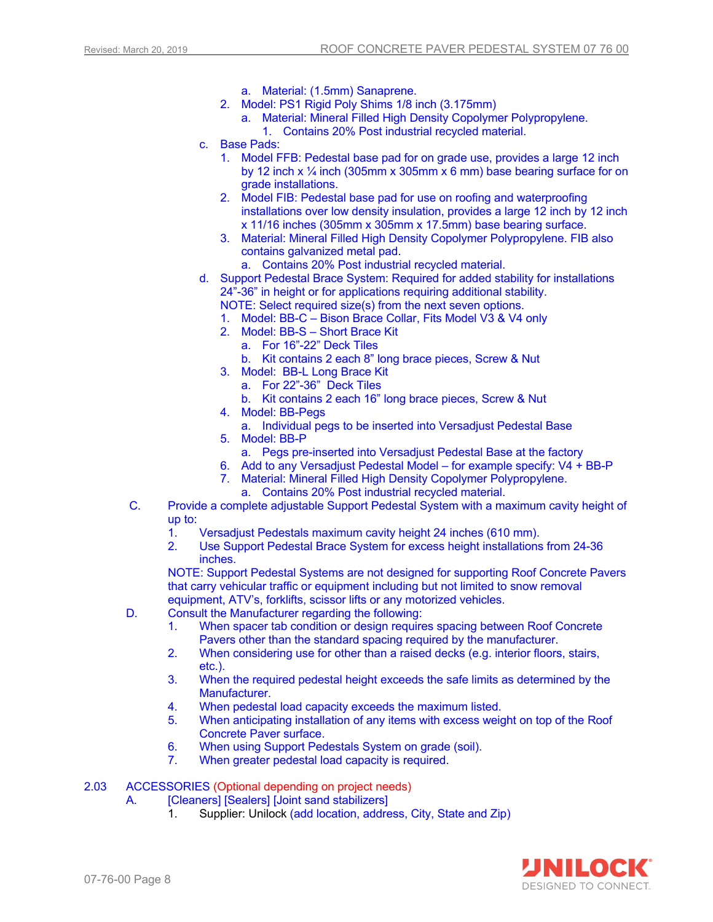a. Material: (1.5mm) Sanaprene.

2. Model: PS1 Rigid Poly Shims 1/8 inch (3.175mm)
   a. Material: Mineral Filled High Density Copolymer Polypropylene.
      1. Contains 20% Post industrial recycled material.

c. Base Pads:
   1. Model FFB: Pedestal base pad for on grade use, provides a large 12 inch by 12 inch x ¼ inch (305mm x 305mm x 6 mm) base bearing surface for on grade installations.
   2. Model FIB: Pedestal base pad for use on roofing and waterproofing installations over low density insulation, provides a large 12 inch by 12 inch x 11/16 inches (305mm x 305mm x 17.5mm) base bearing surface.
   3. Material: Mineral Filled High Density Copolymer Polypropylene. FIB also contains galvanized metal pad.
      a. Contains 20% Post industrial recycled material.

d. Support Pedestal Brace System: Required for added stability for installations 24"-36" in height or for applications requiring additional stability.
   NOTE: Select required size(s) from the next seven options.
   1. Model: BB-C – Bison Brace Collar, Fits Model V3 & V4 only
   2. Model: BB-S – Short Brace Kit
      a. For 16"-22" Deck Tiles
      b. Kit contains 2 each 8" long brace pieces, Screw & Nut
   3. Model: BB-L Long Brace Kit
      a. For 22"-36" Deck Tiles
      b. Kit contains 2 each 16" long brace pieces, Screw & Nut
   4. Model: BB-Pegs
      a. Individual pegs to be inserted into Versadjust Pedestal Base
   5. Model: BB-P
      a. Pegs pre-inserted into Versadjust Pedestal Base at the factory
   6. Add to any Versadjust Pedestal Model – for example specify: V4 + BB-P
   7. Material: Mineral Filled High Density Copolymer Polypropylene.
      a. Contains 20% Post industrial recycled material.

C. Provide a complete adjustable Support Pedestal System with a maximum cavity height of up to:
   1. Versadjust Pedestals maximum cavity height 24 inches (610 mm).
   2. Use Support Pedestal Brace System for excess height installations from 24-36 inches.

   NOTE: Support Pedestal Systems are not designed for supporting Roof Concrete Pavers that carry vehicular traffic or equipment including but not limited to snow removal equipment, ATV's, forklifts, scissor lifts or any motorized vehicles.

D. Consult the Manufacturer regarding the following:
   1. When spacer tab condition or design requires spacing between Roof Concrete Pavers other than the standard spacing required by the manufacturer.
   2. When considering use for other than a raised decks (e.g. interior floors, stairs, etc.).
   3. When the required pedestal height exceeds the safe limits as determined by the Manufacturer.
   4. When pedestal load capacity exceeds the maximum listed.
   5. When anticipating installation of any items with excess weight on top of the Roof Concrete Paver surface.
   6. When using Support Pedestals System on grade (soil).
   7. When greater pedestal load capacity is required.

## 2.03 ACCESSORIES (Optional depending on project needs)

A. [Cleaners] [Sealers] [Joint sand stabilizers]
   1. Supplier: Unilock (add location, address, City, State and Zip)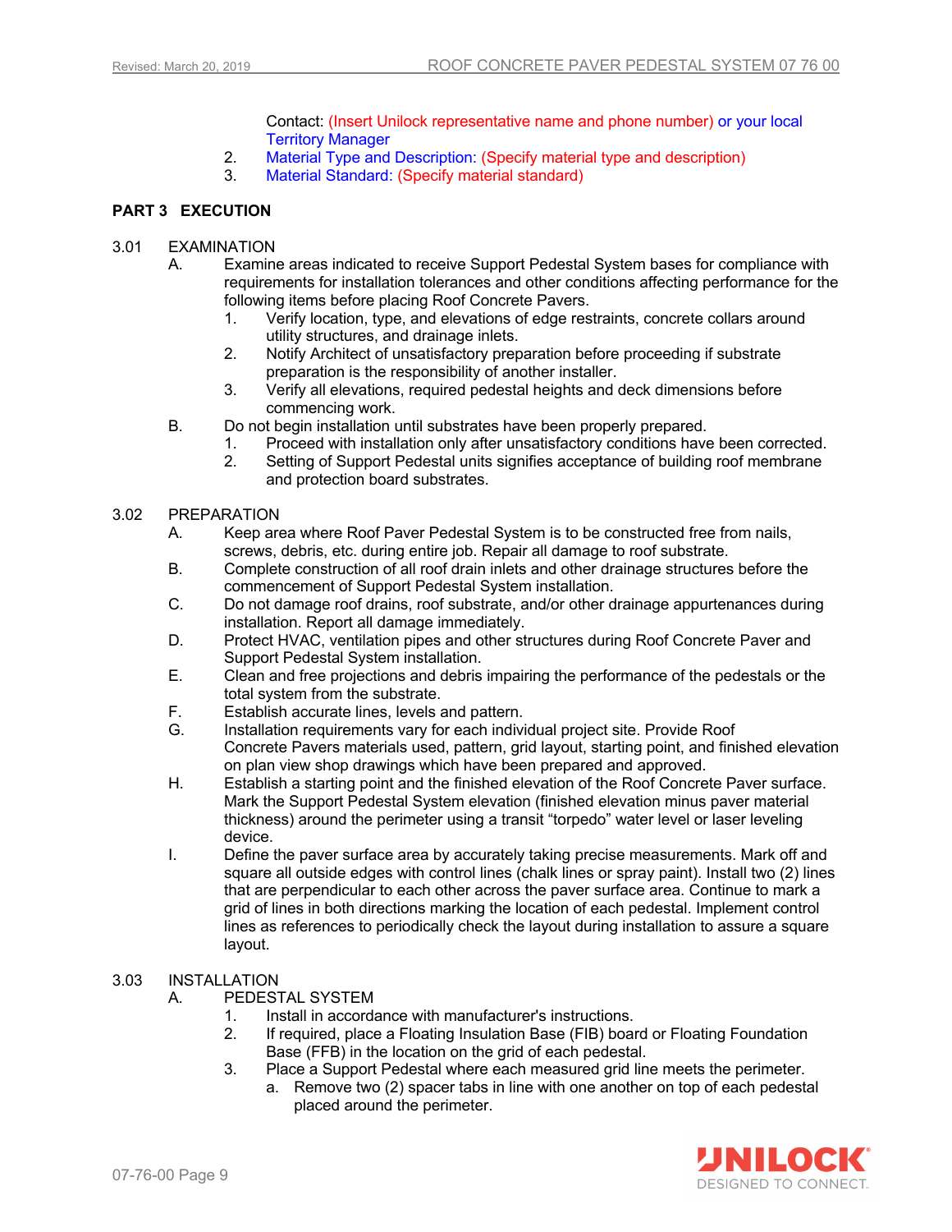Contact: (Insert Unilock representative name and phone number) or your local Territory Manager

2. Material Type and Description: (Specify material type and description)
3. Material Standard: (Specify material standard)

## PART 3 EXECUTION

### 3.01 EXAMINATION

A. Examine areas indicated to receive Support Pedestal System bases for compliance with requirements for installation tolerances and other conditions affecting performance for the following items before placing Roof Concrete Pavers.
   1. Verify location, type, and elevations of edge restraints, concrete collars around utility structures, and drainage inlets.
   2. Notify Architect of unsatisfactory preparation before proceeding if substrate preparation is the responsibility of another installer.
   3. Verify all elevations, required pedestal heights and deck dimensions before commencing work.

B. Do not begin installation until substrates have been properly prepared.
   1. Proceed with installation only after unsatisfactory conditions have been corrected.
   2. Setting of Support Pedestal units signifies acceptance of building roof membrane and protection board substrates.

### 3.02 PREPARATION

A. Keep area where Roof Paver Pedestal System is to be constructed free from nails, screws, debris, etc. during entire job. Repair all damage to roof substrate.

B. Complete construction of all roof drain inlets and other drainage structures before the commencement of Support Pedestal System installation.

C. Do not damage roof drains, roof substrate, and/or other drainage appurtenances during installation. Report all damage immediately.

D. Protect HVAC, ventilation pipes and other structures during Roof Concrete Paver and Support Pedestal System installation.

E. Clean and free projections and debris impairing the performance of the pedestals or the total system from the substrate.

F. Establish accurate lines, levels and pattern.

G. Installation requirements vary for each individual project site. Provide Roof Concrete Pavers materials used, pattern, grid layout, starting point, and finished elevation on plan view shop drawings which have been prepared and approved.

H. Establish a starting point and the finished elevation of the Roof Concrete Paver surface. Mark the Support Pedestal System elevation (finished elevation minus paver material thickness) around the perimeter using a transit "torpedo" water level or laser leveling device.

I. Define the paver surface area by accurately taking precise measurements. Mark off and square all outside edges with control lines (chalk lines or spray paint). Install two (2) lines that are perpendicular to each other across the paver surface area. Continue to mark a grid of lines in both directions marking the location of each pedestal. Implement control lines as references to periodically check the layout during installation to assure a square layout.

### 3.03 INSTALLATION

A. PEDESTAL SYSTEM
   1. Install in accordance with manufacturer's instructions.
   2. If required, place a Floating Insulation Base (FIB) board or Floating Foundation Base (FFB) in the location on the grid of each pedestal.
   3. Place a Support Pedestal where each measured grid line meets the perimeter.
      a. Remove two (2) spacer tabs in line with one another on top of each pedestal placed around the perimeter.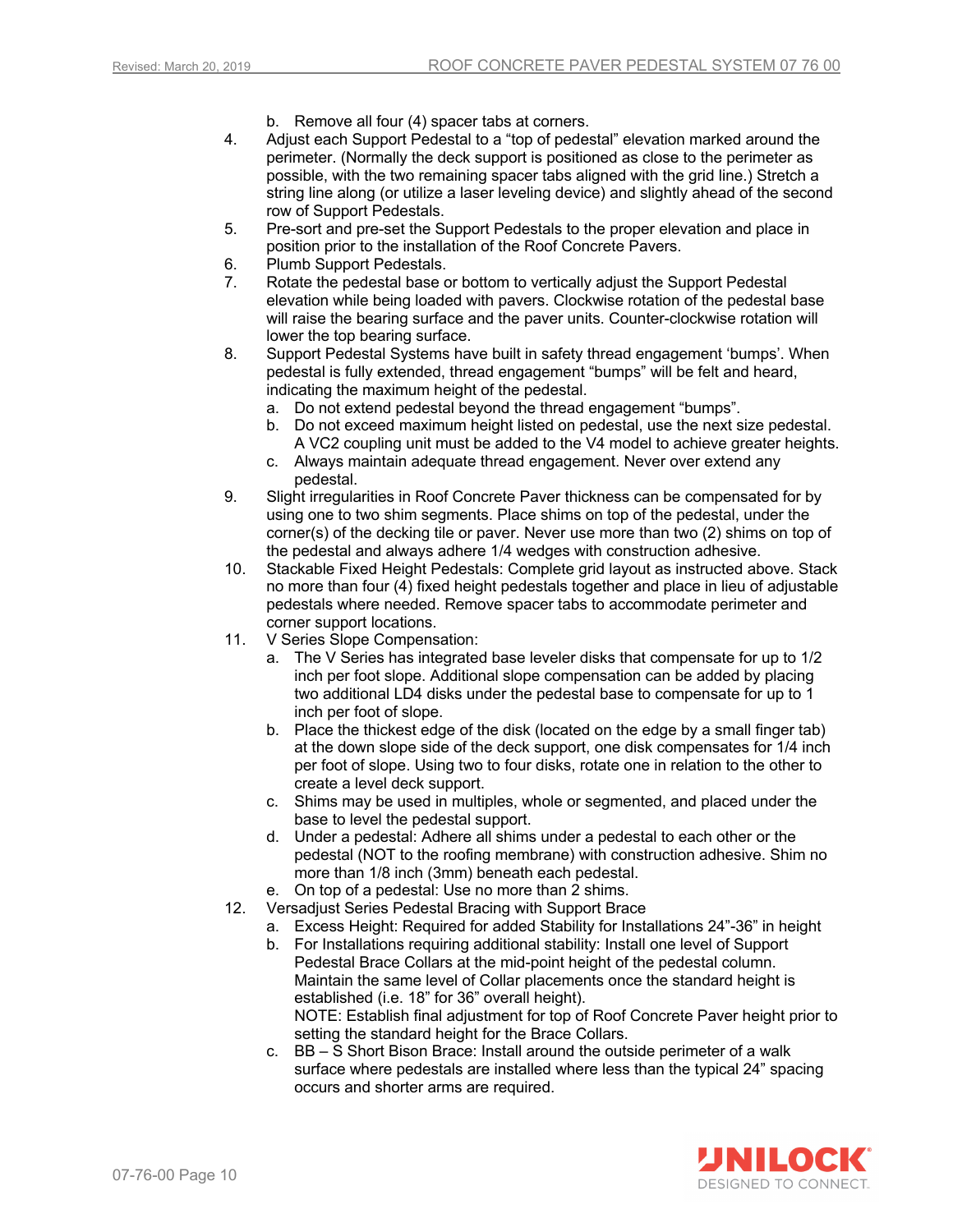b. Remove all four (4) spacer tabs at corners.

4. Adjust each Support Pedestal to a “top of pedestal” elevation marked around the perimeter. (Normally the deck support is positioned as close to the perimeter as possible, with the two remaining spacer tabs aligned with the grid line.) Stretch a string line along (or utilize a laser leveling device) and slightly ahead of the second row of Support Pedestals.
5. Pre-sort and pre-set the Support Pedestals to the proper elevation and place in position prior to the installation of the Roof Concrete Pavers.
6. Plumb Support Pedestals.
7. Rotate the pedestal base or bottom to vertically adjust the Support Pedestal elevation while being loaded with pavers. Clockwise rotation of the pedestal base will raise the bearing surface and the paver units. Counter-clockwise rotation will lower the top bearing surface.
8. Support Pedestal Systems have built in safety thread engagement ‘bumps’. When pedestal is fully extended, thread engagement “bumps” will be felt and heard, indicating the maximum height of the pedestal.
   a. Do not extend pedestal beyond the thread engagement “bumps”.
   b. Do not exceed maximum height listed on pedestal, use the next size pedestal. A VC2 coupling unit must be added to the V4 model to achieve greater heights.
   c. Always maintain adequate thread engagement. Never over extend any pedestal.
9. Slight irregularities in Roof Concrete Paver thickness can be compensated for by using one to two shim segments. Place shims on top of the pedestal, under the corner(s) of the decking tile or paver. Never use more than two (2) shims on top of the pedestal and always adhere 1/4 wedges with construction adhesive.
10. Stackable Fixed Height Pedestals: Complete grid layout as instructed above. Stack no more than four (4) fixed height pedestals together and place in lieu of adjustable pedestals where needed. Remove spacer tabs to accommodate perimeter and corner support locations.
11. V Series Slope Compensation:
    a. The V Series has integrated base leveler disks that compensate for up to 1/2 inch per foot slope. Additional slope compensation can be added by placing two additional LD4 disks under the pedestal base to compensate for up to 1 inch per foot of slope.
    b. Place the thickest edge of the disk (located on the edge by a small finger tab) at the down slope side of the deck support, one disk compensates for 1/4 inch per foot of slope. Using two to four disks, rotate one in relation to the other to create a level deck support.
    c. Shims may be used in multiples, whole or segmented, and placed under the base to level the pedestal support.
    d. Under a pedestal: Adhere all shims under a pedestal to each other or the pedestal (NOT to the roofing membrane) with construction adhesive. Shim no more than 1/8 inch (3mm) beneath each pedestal.
    e. On top of a pedestal: Use no more than 2 shims.
12. Versadjust Series Pedestal Bracing with Support Brace
    a. Excess Height: Required for added Stability for Installations 24”-36” in height
    b. For Installations requiring additional stability: Install one level of Support Pedestal Brace Collars at the mid-point height of the pedestal column. Maintain the same level of Collar placements once the standard height is established (i.e. 18” for 36” overall height).
       NOTE: Establish final adjustment for top of Roof Concrete Paver height prior to setting the standard height for the Brace Collars.
    c. BB – S Short Bison Brace: Install around the outside perimeter of a walk surface where pedestals are installed where less than the typical 24” spacing occurs and shorter arms are required.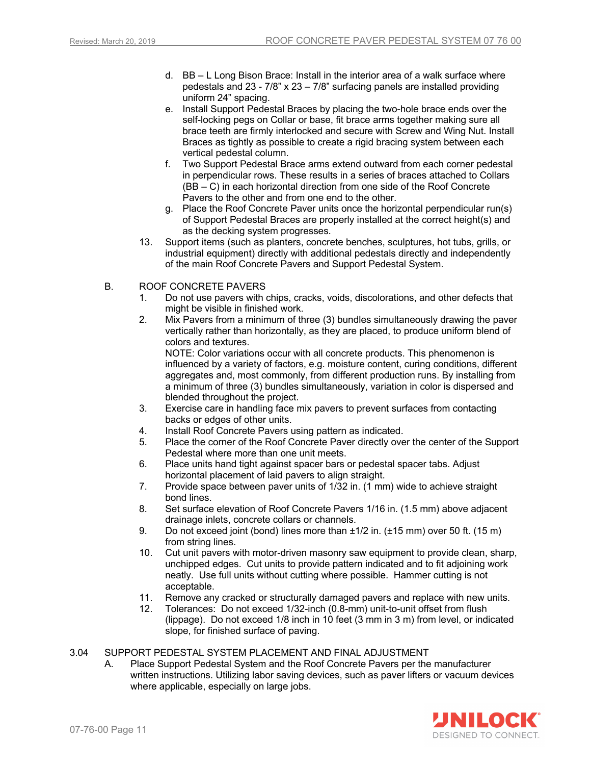d. BB – L Long Bison Brace: Install in the interior area of a walk surface where pedestals and 23 - 7/8" x 23 – 7/8" surfacing panels are installed providing uniform 24" spacing.

e. Install Support Pedestal Braces by placing the two-hole brace ends over the self-locking pegs on Collar or base, fit brace arms together making sure all brace teeth are firmly interlocked and secure with Screw and Wing Nut. Install Braces as tightly as possible to create a rigid bracing system between each vertical pedestal column.

f. Two Support Pedestal Brace arms extend outward from each corner pedestal in perpendicular rows. These results in a series of braces attached to Collars (BB – C) in each horizontal direction from one side of the Roof Concrete Pavers to the other and from one end to the other.

g. Place the Roof Concrete Paver units once the horizontal perpendicular run(s) of Support Pedestal Braces are properly installed at the correct height(s) and as the decking system progresses.

13. Support items (such as planters, concrete benches, sculptures, hot tubs, grills, or industrial equipment) directly with additional pedestals directly and independently of the main Roof Concrete Pavers and Support Pedestal System.

B. ROOF CONCRETE PAVERS

1. Do not use pavers with chips, cracks, voids, discolorations, and other defects that might be visible in finished work.

2. Mix Pavers from a minimum of three (3) bundles simultaneously drawing the paver vertically rather than horizontally, as they are placed, to produce uniform blend of colors and textures.
   NOTE: Color variations occur with all concrete products. This phenomenon is influenced by a variety of factors, e.g. moisture content, curing conditions, different aggregates and, most commonly, from different production runs. By installing from a minimum of three (3) bundles simultaneously, variation in color is dispersed and blended throughout the project.

3. Exercise care in handling face mix pavers to prevent surfaces from contacting backs or edges of other units.

4. Install Roof Concrete Pavers using pattern as indicated.

5. Place the corner of the Roof Concrete Paver directly over the center of the Support Pedestal where more than one unit meets.

6. Place units hand tight against spacer bars or pedestal spacer tabs. Adjust horizontal placement of laid pavers to align straight.

7. Provide space between paver units of 1/32 in. (1 mm) wide to achieve straight bond lines.

8. Set surface elevation of Roof Concrete Pavers 1/16 in. (1.5 mm) above adjacent drainage inlets, concrete collars or channels.

9. Do not exceed joint (bond) lines more than ±1/2 in. (±15 mm) over 50 ft. (15 m) from string lines.

10. Cut unit pavers with motor-driven masonry saw equipment to provide clean, sharp, unchipped edges. Cut units to provide pattern indicated and to fit adjoining work neatly. Use full units without cutting where possible. Hammer cutting is not acceptable.

11. Remove any cracked or structurally damaged pavers and replace with new units.

12. Tolerances: Do not exceed 1/32-inch (0.8-mm) unit-to-unit offset from flush (lippage). Do not exceed 1/8 inch in 10 feet (3 mm in 3 m) from level, or indicated slope, for finished surface of paving.

3.04 SUPPORT PEDESTAL SYSTEM PLACEMENT AND FINAL ADJUSTMENT

A. Place Support Pedestal System and the Roof Concrete Pavers per the manufacturer written instructions. Utilizing labor saving devices, such as paver lifters or vacuum devices where applicable, especially on large jobs.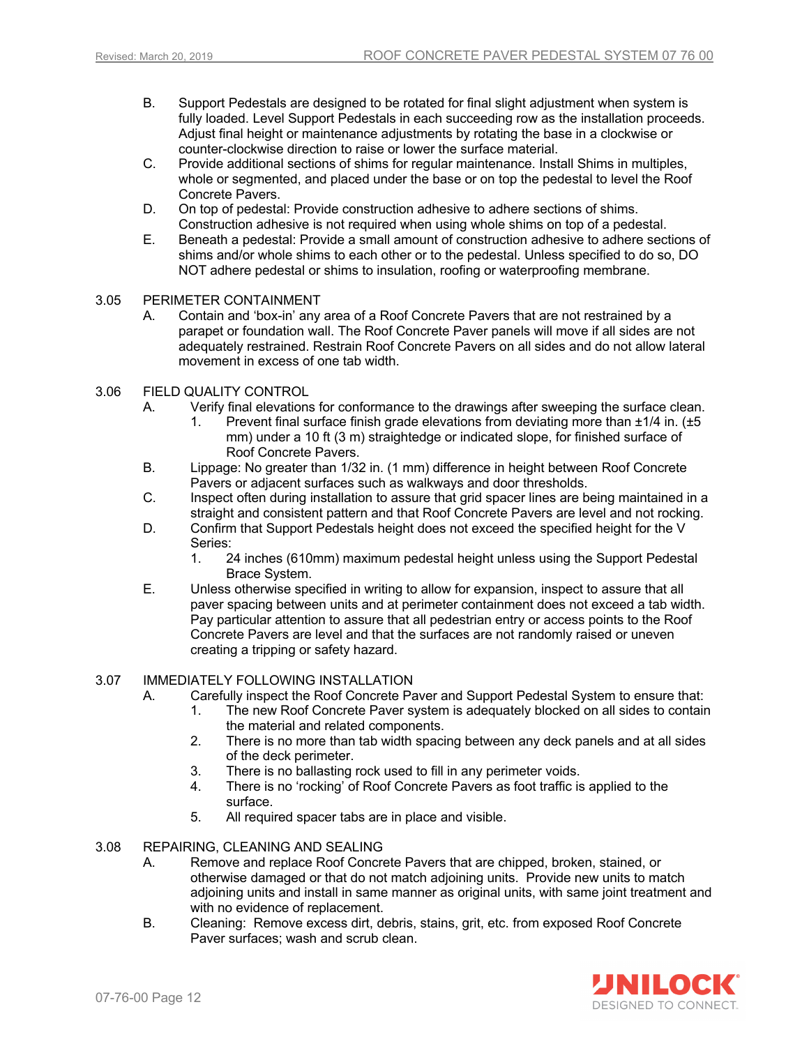B. Support Pedestals are designed to be rotated for final slight adjustment when system is fully loaded. Level Support Pedestals in each succeeding row as the installation proceeds. Adjust final height or maintenance adjustments by rotating the base in a clockwise or counter-clockwise direction to raise or lower the surface material.

C. Provide additional sections of shims for regular maintenance. Install Shims in multiples, whole or segmented, and placed under the base or on top the pedestal to level the Roof Concrete Pavers.

D. On top of pedestal: Provide construction adhesive to adhere sections of shims. Construction adhesive is not required when using whole shims on top of a pedestal.

E. Beneath a pedestal: Provide a small amount of construction adhesive to adhere sections of shims and/or whole shims to each other or to the pedestal. Unless specified to do so, DO NOT adhere pedestal or shims to insulation, roofing or waterproofing membrane.

## 3.05 PERIMETER CONTAINMENT

A. Contain and 'box-in' any area of a Roof Concrete Pavers that are not restrained by a parapet or foundation wall. The Roof Concrete Paver panels will move if all sides are not adequately restrained. Restrain Roof Concrete Pavers on all sides and do not allow lateral movement in excess of one tab width.

## 3.06 FIELD QUALITY CONTROL

A. Verify final elevations for conformance to the drawings after sweeping the surface clean.
   1. Prevent final surface finish grade elevations from deviating more than ±1/4 in. (±5 mm) under a 10 ft (3 m) straightedge or indicated slope, for finished surface of Roof Concrete Pavers.

B. Lippage: No greater than 1/32 in. (1 mm) difference in height between Roof Concrete Pavers or adjacent surfaces such as walkways and door thresholds.

C. Inspect often during installation to assure that grid spacer lines are being maintained in a straight and consistent pattern and that Roof Concrete Pavers are level and not rocking.

D. Confirm that Support Pedestals height does not exceed the specified height for the V Series:
   1. 24 inches (610mm) maximum pedestal height unless using the Support Pedestal Brace System.

E. Unless otherwise specified in writing to allow for expansion, inspect to assure that all paver spacing between units and at perimeter containment does not exceed a tab width. Pay particular attention to assure that all pedestrian entry or access points to the Roof Concrete Pavers are level and that the surfaces are not randomly raised or uneven creating a tripping or safety hazard.

## 3.07 IMMEDIATELY FOLLOWING INSTALLATION

A. Carefully inspect the Roof Concrete Paver and Support Pedestal System to ensure that:
   1. The new Roof Concrete Paver system is adequately blocked on all sides to contain the material and related components.
   2. There is no more than tab width spacing between any deck panels and at all sides of the deck perimeter.
   3. There is no ballasting rock used to fill in any perimeter voids.
   4. There is no 'rocking' of Roof Concrete Pavers as foot traffic is applied to the surface.
   5. All required spacer tabs are in place and visible.

## 3.08 REPAIRING, CLEANING AND SEALING

A. Remove and replace Roof Concrete Pavers that are chipped, broken, stained, or otherwise damaged or that do not match adjoining units. Provide new units to match adjoining units and install in same manner as original units, with same joint treatment and with no evidence of replacement.

B. Cleaning: Remove excess dirt, debris, stains, grit, etc. from exposed Roof Concrete Paver surfaces; wash and scrub clean.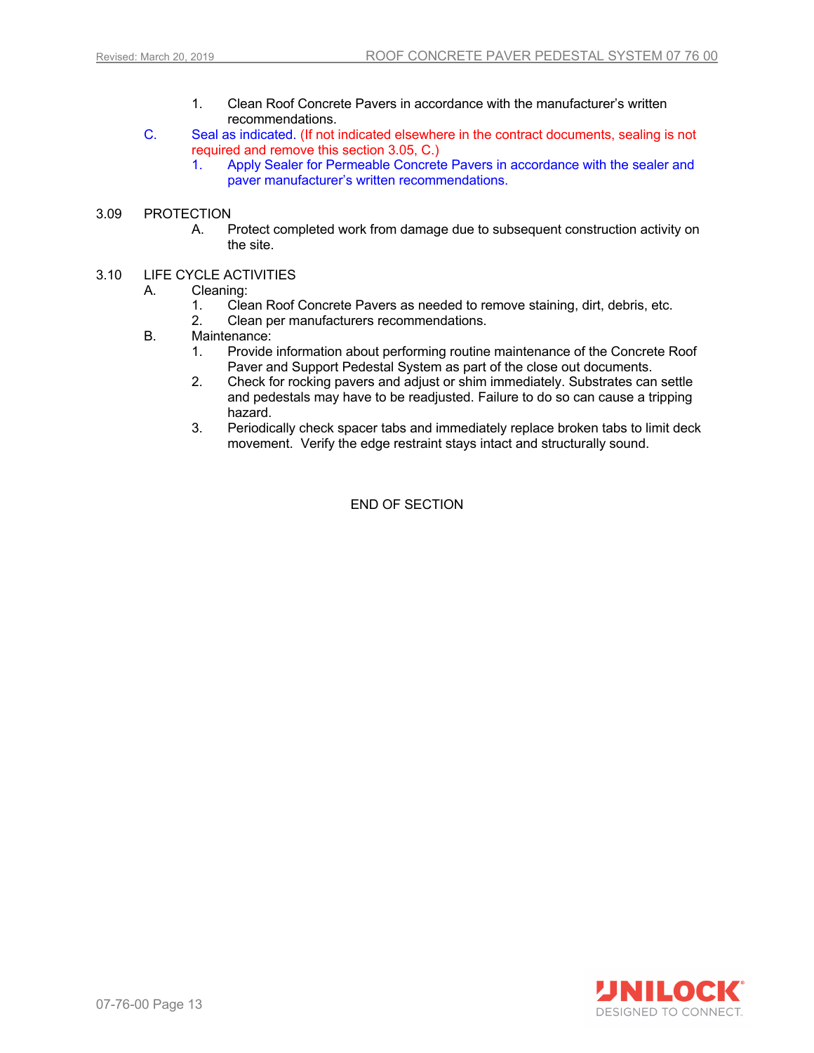1. Clean Roof Concrete Pavers in accordance with the manufacturer's written recommendations.

C. Seal as indicated. (If not indicated elsewhere in the contract documents, sealing is not required and remove this section 3.05, C.)

1. Apply Sealer for Permeable Concrete Pavers in accordance with the sealer and paver manufacturer's written recommendations.

3.09 PROTECTION

A. Protect completed work from damage due to subsequent construction activity on the site.

3.10 LIFE CYCLE ACTIVITIES

A. Cleaning:

1. Clean Roof Concrete Pavers as needed to remove staining, dirt, debris, etc.
2. Clean per manufacturers recommendations.

B. Maintenance:

1. Provide information about performing routine maintenance of the Concrete Roof Paver and Support Pedestal System as part of the close out documents.
2. Check for rocking pavers and adjust or shim immediately. Substrates can settle and pedestals may have to be readjusted. Failure to do so can cause a tripping hazard.
3. Periodically check spacer tabs and immediately replace broken tabs to limit deck movement. Verify the edge restraint stays intact and structurally sound.

END OF SECTION